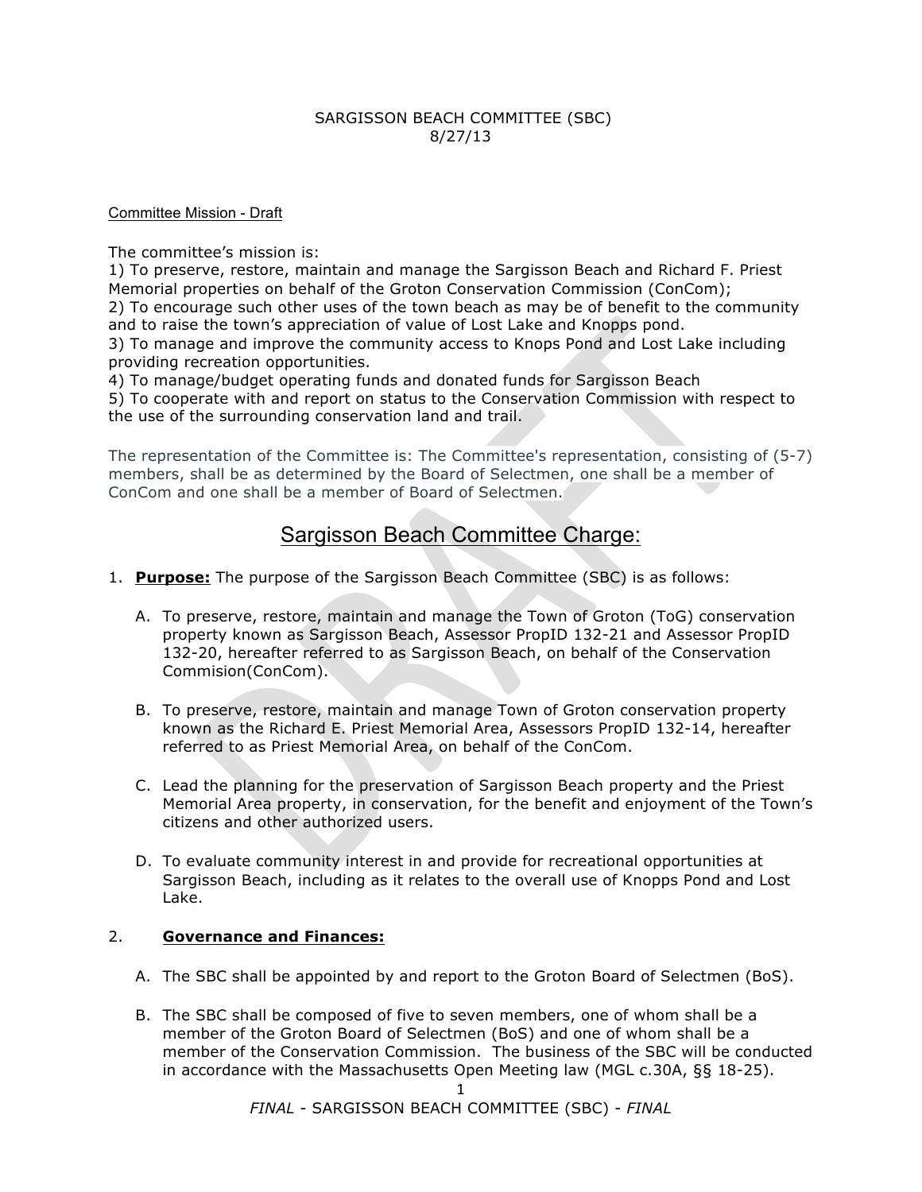SARGISSON BEACH COMMITTEE (SBC)
8/27/13

Committee Mission - Draft

The committee's mission is:
1) To preserve, restore, maintain and manage the Sargisson Beach and Richard F. Priest Memorial properties on behalf of the Groton Conservation Commission (ConCom);
2) To encourage such other uses of the town beach as may be of benefit to the community and to raise the town's appreciation of value of Lost Lake and Knopps pond.
3) To manage and improve the community access to Knops Pond and Lost Lake including providing recreation opportunities.
4) To manage/budget operating funds and donated funds for Sargisson Beach
5) To cooperate with and report on status to the Conservation Commission with respect to the use of the surrounding conservation land and trail.

The representation of the Committee is: The Committee's representation, consisting of (5-7) members, shall be as determined by the Board of Selectmen, one shall be a member of ConCom and one shall be a member of Board of Selectmen.

# Sargisson Beach Committee Charge:

1. **Purpose:** The purpose of the Sargisson Beach Committee (SBC) is as follows:

   A. To preserve, restore, maintain and manage the Town of Groton (ToG) conservation property known as Sargisson Beach, Assessor PropID 132-21 and Assessor PropID 132-20, hereafter referred to as Sargisson Beach, on behalf of the Conservation Commision(ConCom).

   B. To preserve, restore, maintain and manage Town of Groton conservation property known as the Richard E. Priest Memorial Area, Assessors PropID 132-14, hereafter referred to as Priest Memorial Area, on behalf of the ConCom.

   C. Lead the planning for the preservation of Sargisson Beach property and the Priest Memorial Area property, in conservation, for the benefit and enjoyment of the Town's citizens and other authorized users.

   D. To evaluate community interest in and provide for recreational opportunities at Sargisson Beach, including as it relates to the overall use of Knopps Pond and Lost Lake.

2. **Governance and Finances:**

   A. The SBC shall be appointed by and report to the Groton Board of Selectmen (BoS).

   B. The SBC shall be composed of five to seven members, one of whom shall be a member of the Groton Board of Selectmen (BoS) and one of whom shall be a member of the Conservation Commission. The business of the SBC will be conducted in accordance with the Massachusetts Open Meeting law (MGL c.30A, §§ 18-25).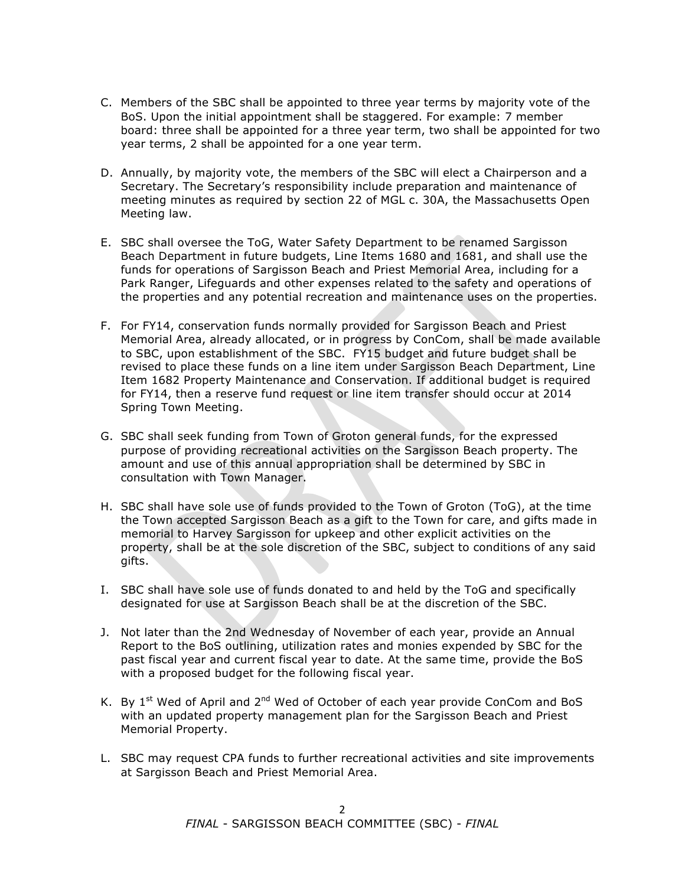C. Members of the SBC shall be appointed to three year terms by majority vote of the BoS. Upon the initial appointment shall be staggered. For example: 7 member board: three shall be appointed for a three year term, two shall be appointed for two year terms, 2 shall be appointed for a one year term.

D. Annually, by majority vote, the members of the SBC will elect a Chairperson and a Secretary. The Secretary's responsibility include preparation and maintenance of meeting minutes as required by section 22 of MGL c. 30A, the Massachusetts Open Meeting law.

E. SBC shall oversee the ToG, Water Safety Department to be renamed Sargisson Beach Department in future budgets, Line Items 1680 and 1681, and shall use the funds for operations of Sargisson Beach and Priest Memorial Area, including for a Park Ranger, Lifeguards and other expenses related to the safety and operations of the properties and any potential recreation and maintenance uses on the properties.

F. For FY14, conservation funds normally provided for Sargisson Beach and Priest Memorial Area, already allocated, or in progress by ConCom, shall be made available to SBC, upon establishment of the SBC. FY15 budget and future budget shall be revised to place these funds on a line item under Sargisson Beach Department, Line Item 1682 Property Maintenance and Conservation. If additional budget is required for FY14, then a reserve fund request or line item transfer should occur at 2014 Spring Town Meeting.

G. SBC shall seek funding from Town of Groton general funds, for the expressed purpose of providing recreational activities on the Sargisson Beach property. The amount and use of this annual appropriation shall be determined by SBC in consultation with Town Manager.

H. SBC shall have sole use of funds provided to the Town of Groton (ToG), at the time the Town accepted Sargisson Beach as a gift to the Town for care, and gifts made in memorial to Harvey Sargisson for upkeep and other explicit activities on the property, shall be at the sole discretion of the SBC, subject to conditions of any said gifts.

I. SBC shall have sole use of funds donated to and held by the ToG and specifically designated for use at Sargisson Beach shall be at the discretion of the SBC.

J. Not later than the 2nd Wednesday of November of each year, provide an Annual Report to the BoS outlining, utilization rates and monies expended by SBC for the past fiscal year and current fiscal year to date. At the same time, provide the BoS with a proposed budget for the following fiscal year.

K. By 1st Wed of April and 2nd Wed of October of each year provide ConCom and BoS with an updated property management plan for the Sargisson Beach and Priest Memorial Property.

L. SBC may request CPA funds to further recreational activities and site improvements at Sargisson Beach and Priest Memorial Area.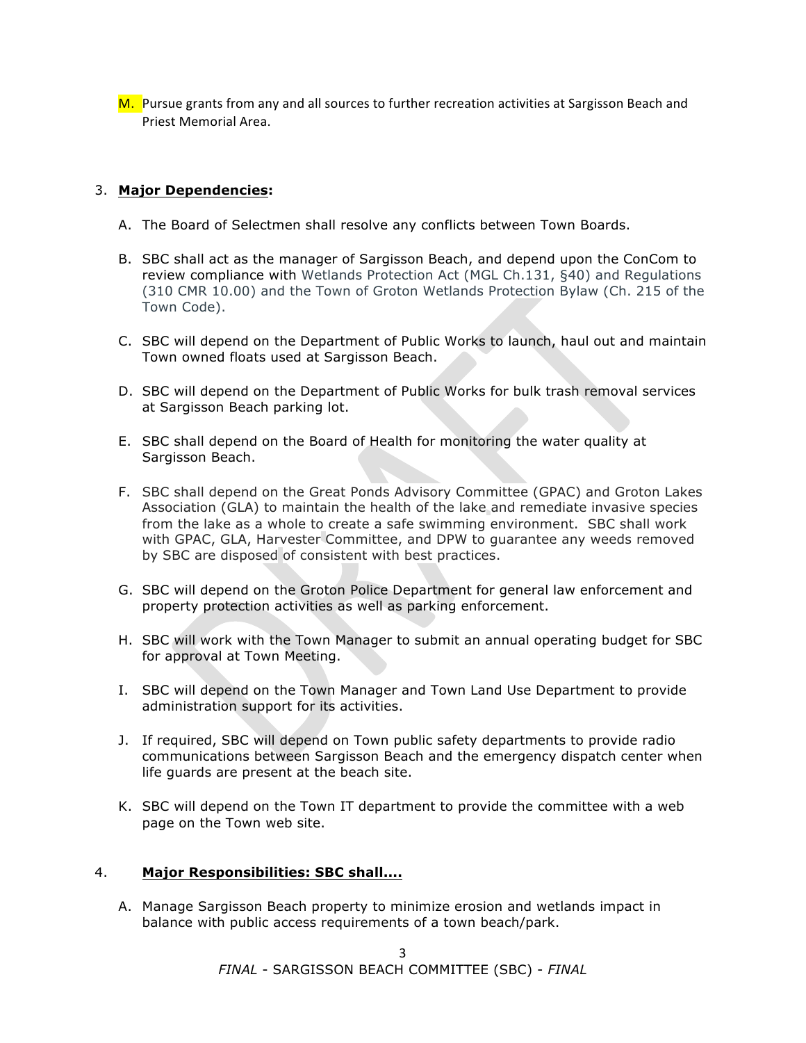M. Pursue grants from any and all sources to further recreation activities at Sargisson Beach and Priest Memorial Area.

3. **Major Dependencies:**

   A. The Board of Selectmen shall resolve any conflicts between Town Boards.

   B. SBC shall act as the manager of Sargisson Beach, and depend upon the ConCom to review compliance with Wetlands Protection Act (MGL Ch.131, §40) and Regulations (310 CMR 10.00) and the Town of Groton Wetlands Protection Bylaw (Ch. 215 of the Town Code).

   C. SBC will depend on the Department of Public Works to launch, haul out and maintain Town owned floats used at Sargisson Beach.

   D. SBC will depend on the Department of Public Works for bulk trash removal services at Sargisson Beach parking lot.

   E. SBC shall depend on the Board of Health for monitoring the water quality at Sargisson Beach.

   F. SBC shall depend on the Great Ponds Advisory Committee (GPAC) and Groton Lakes Association (GLA) to maintain the health of the lake and remediate invasive species from the lake as a whole to create a safe swimming environment. SBC shall work with GPAC, GLA, Harvester Committee, and DPW to guarantee any weeds removed by SBC are disposed of consistent with best practices.

   G. SBC will depend on the Groton Police Department for general law enforcement and property protection activities as well as parking enforcement.

   H. SBC will work with the Town Manager to submit an annual operating budget for SBC for approval at Town Meeting.

   I. SBC will depend on the Town Manager and Town Land Use Department to provide administration support for its activities.

   J. If required, SBC will depend on Town public safety departments to provide radio communications between Sargisson Beach and the emergency dispatch center when life guards are present at the beach site.

   K. SBC will depend on the Town IT department to provide the committee with a web page on the Town web site.

4. **Major Responsibilities: SBC shall....**

   A. Manage Sargisson Beach property to minimize erosion and wetlands impact in balance with public access requirements of a town beach/park.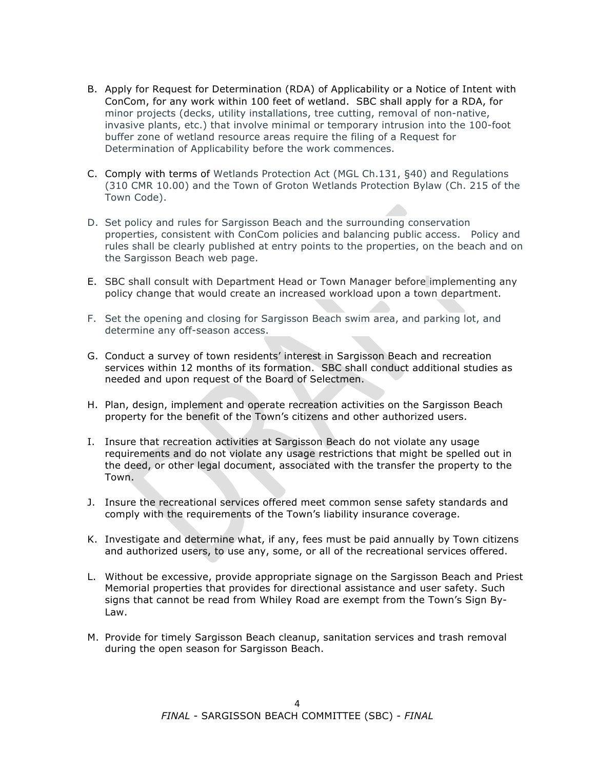B. Apply for Request for Determination (RDA) of Applicability or a Notice of Intent with ConCom, for any work within 100 feet of wetland. SBC shall apply for a RDA, for minor projects (decks, utility installations, tree cutting, removal of non-native, invasive plants, etc.) that involve minimal or temporary intrusion into the 100-foot buffer zone of wetland resource areas require the filing of a Request for Determination of Applicability before the work commences.

C. Comply with terms of Wetlands Protection Act (MGL Ch.131, §40) and Regulations (310 CMR 10.00) and the Town of Groton Wetlands Protection Bylaw (Ch. 215 of the Town Code).

D. Set policy and rules for Sargisson Beach and the surrounding conservation properties, consistent with ConCom policies and balancing public access. Policy and rules shall be clearly published at entry points to the properties, on the beach and on the Sargisson Beach web page.

E. SBC shall consult with Department Head or Town Manager before implementing any policy change that would create an increased workload upon a town department.

F. Set the opening and closing for Sargisson Beach swim area, and parking lot, and determine any off-season access.

G. Conduct a survey of town residents' interest in Sargisson Beach and recreation services within 12 months of its formation. SBC shall conduct additional studies as needed and upon request of the Board of Selectmen.

H. Plan, design, implement and operate recreation activities on the Sargisson Beach property for the benefit of the Town's citizens and other authorized users.

I. Insure that recreation activities at Sargisson Beach do not violate any usage requirements and do not violate any usage restrictions that might be spelled out in the deed, or other legal document, associated with the transfer the property to the Town.

J. Insure the recreational services offered meet common sense safety standards and comply with the requirements of the Town's liability insurance coverage.

K. Investigate and determine what, if any, fees must be paid annually by Town citizens and authorized users, to use any, some, or all of the recreational services offered.

L. Without be excessive, provide appropriate signage on the Sargisson Beach and Priest Memorial properties that provides for directional assistance and user safety. Such signs that cannot be read from Whiley Road are exempt from the Town's Sign By-Law.

M. Provide for timely Sargisson Beach cleanup, sanitation services and trash removal during the open season for Sargisson Beach.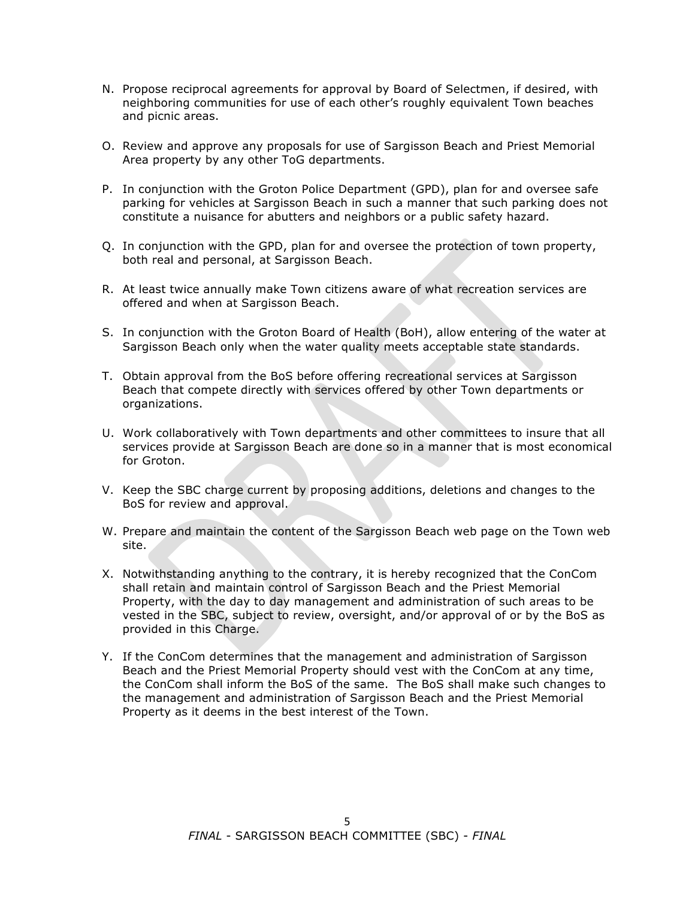N. Propose reciprocal agreements for approval by Board of Selectmen, if desired, with neighboring communities for use of each other's roughly equivalent Town beaches and picnic areas.

O. Review and approve any proposals for use of Sargisson Beach and Priest Memorial Area property by any other ToG departments.

P. In conjunction with the Groton Police Department (GPD), plan for and oversee safe parking for vehicles at Sargisson Beach in such a manner that such parking does not constitute a nuisance for abutters and neighbors or a public safety hazard.

Q. In conjunction with the GPD, plan for and oversee the protection of town property, both real and personal, at Sargisson Beach.

R. At least twice annually make Town citizens aware of what recreation services are offered and when at Sargisson Beach.

S. In conjunction with the Groton Board of Health (BoH), allow entering of the water at Sargisson Beach only when the water quality meets acceptable state standards.

T. Obtain approval from the BoS before offering recreational services at Sargisson Beach that compete directly with services offered by other Town departments or organizations.

U. Work collaboratively with Town departments and other committees to insure that all services provide at Sargisson Beach are done so in a manner that is most economical for Groton.

V. Keep the SBC charge current by proposing additions, deletions and changes to the BoS for review and approval.

W. Prepare and maintain the content of the Sargisson Beach web page on the Town web site.

X. Notwithstanding anything to the contrary, it is hereby recognized that the ConCom shall retain and maintain control of Sargisson Beach and the Priest Memorial Property, with the day to day management and administration of such areas to be vested in the SBC, subject to review, oversight, and/or approval of or by the BoS as provided in this Charge.

Y. If the ConCom determines that the management and administration of Sargisson Beach and the Priest Memorial Property should vest with the ConCom at any time, the ConCom shall inform the BoS of the same. The BoS shall make such changes to the management and administration of Sargisson Beach and the Priest Memorial Property as it deems in the best interest of the Town.